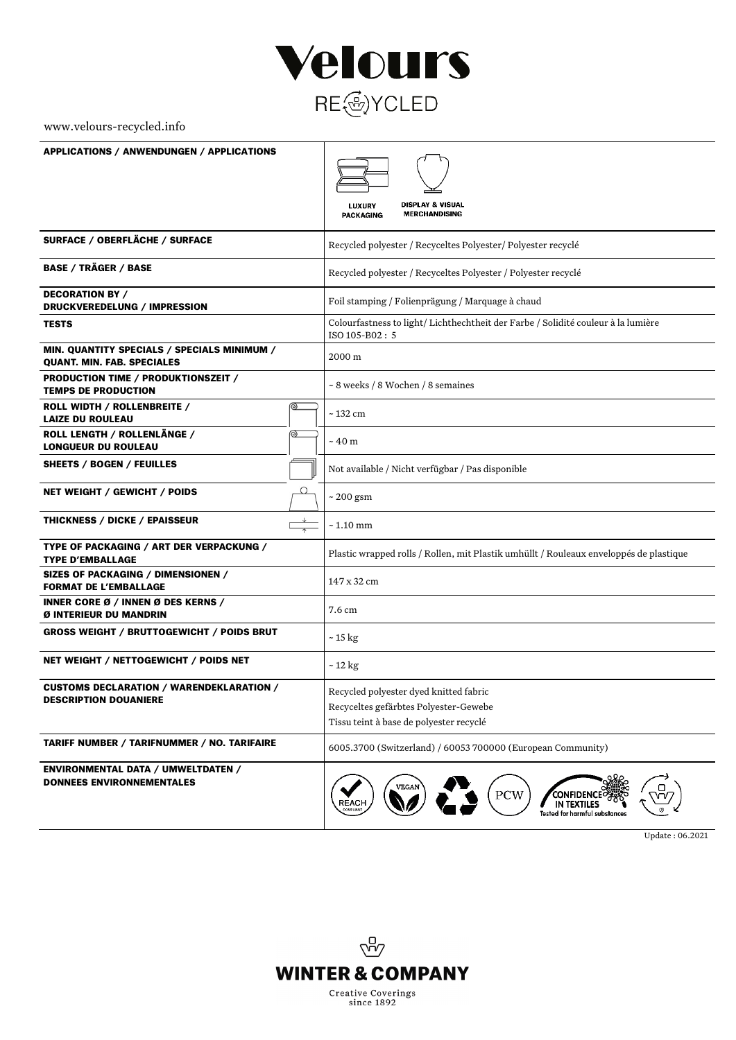# Velours

RECYCLED

www.velours-recycled.info

| | |
|---|---|
| **APPLICATIONS / ANWENDUNGEN / APPLICATIONS** | LUXURY PACKAGING, DISPLAY & VISUAL MERCHANDISING |
| **SURFACE / OBERFLÄCHE / SURFACE** | Recycled polyester / Recyceltes Polyester/ Polyester recyclé |
| **BASE / TRÄGER / BASE** | Recycled polyester / Recyceltes Polyester / Polyester recyclé |
| **DECORATION BY / DRUCKVEREDELUNG / IMPRESSION** | Foil stamping / Folienprägung / Marquage à chaud |
| **TESTS** | Colourfastness to light/ Lichthechtheit der Farbe / Solidité couleur à la lumière ISO 105-B02 : 5 |
| **MIN. QUANTITY SPECIALS / SPECIALS MINIMUM / QUANT. MIN. FAB. SPECIALES** | 2000 m |
| **PRODUCTION TIME / PRODUKTIONSZEIT / TEMPS DE PRODUCTION** | ~ 8 weeks / 8 Wochen / 8 semaines |
| **ROLL WIDTH / ROLLENBREITE / LAIZE DU ROULEAU** | ~ 132 cm |
| **ROLL LENGTH / ROLLENLÄNGE / LONGUEUR DU ROULEAU** | ~ 40 m |
| **SHEETS / BOGEN / FEUILLES** | Not available / Nicht verfügbar / Pas disponible |
| **NET WEIGHT / GEWICHT / POIDS** | ~ 200 gsm |
| **THICKNESS / DICKE / EPAISSEUR** | ~ 1.10 mm |
| **TYPE OF PACKAGING / ART DER VERPACKUNG / TYPE D'EMBALLAGE** | Plastic wrapped rolls / Rollen, mit Plastik umhüllt / Rouleaux enveloppés de plastique |
| **SIZES OF PACKAGING / DIMENSIONEN / FORMAT DE L'EMBALLAGE** | 147 x 32 cm |
| **INNER CORE Ø / INNEN Ø DES KERNS / Ø INTERIEUR DU MANDRIN** | 7.6 cm |
| **GROSS WEIGHT / BRUTTOGEWICHT / POIDS BRUT** | ~ 15 kg |
| **NET WEIGHT / NETTOGEWICHT / POIDS NET** | ~ 12 kg |
| **CUSTOMS DECLARATION / WARENDEKLARATION / DESCRIPTION DOUANIERE** | Recycled polyester dyed knitted fabric<br>Recyceltes gefärbtes Polyester-Gewebe<br>Tissu teint à base de polyester recyclé |
| **TARIFF NUMBER / TARIFNUMMER / NO. TARIFAIRE** | 6005.3700 (Switzerland) / 60053 700000 (European Community) |
| **ENVIRONMENTAL DATA / UMWELTDATEN / DONNEES ENVIRONNEMENTALES** | REACH COMPLIANT, VEGAN, PCW, CONFIDENCE IN TEXTILES Tested for harmful substances |

Update : 06.2021

WINTER & COMPANY

Creative Coverings since 1892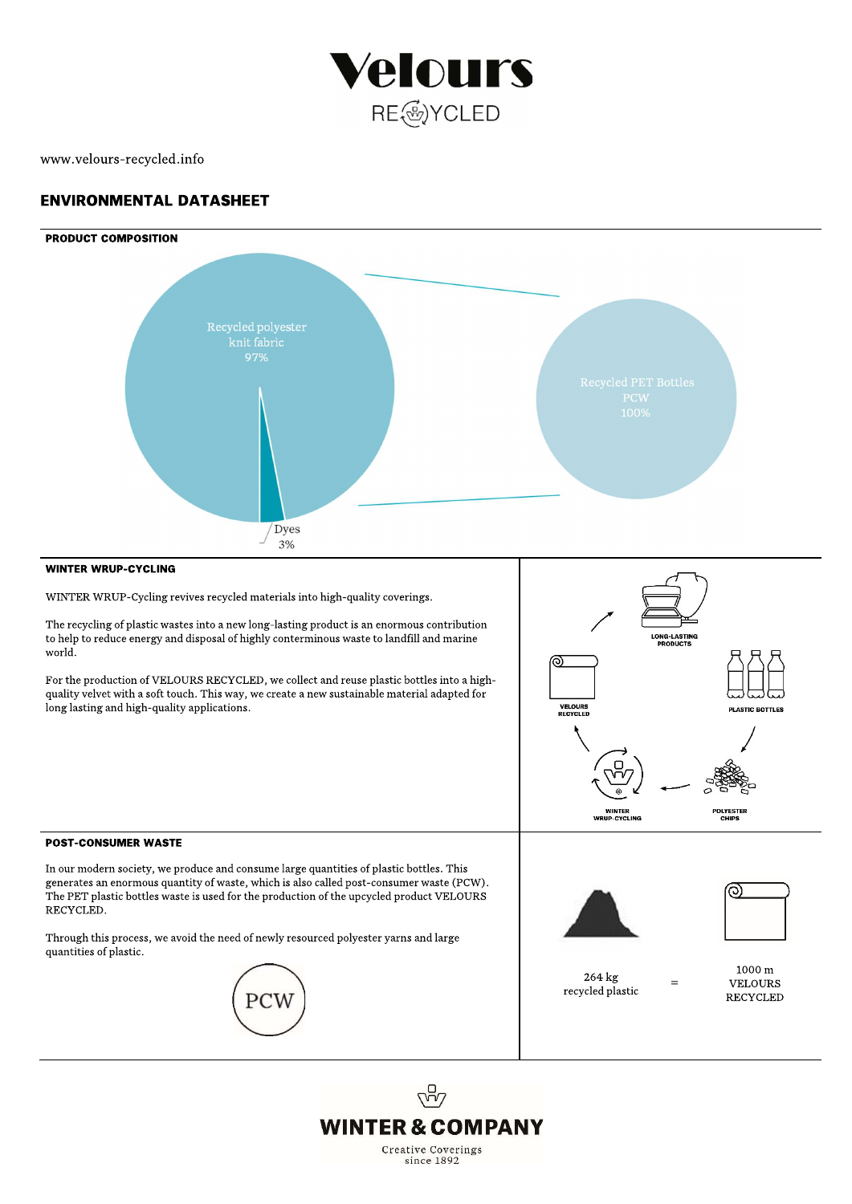# Velours RECYCLED

www.velours-recycled.info

## ENVIRONMENTAL DATASHEET

### PRODUCT COMPOSITION

Recycled polyester knit fabric 97%

Dyes 3%

Recycled PET Bottles PCW 100%

### WINTER WRUP-CYCLING

WINTER WRUP-Cycling revives recycled materials into high-quality coverings.

The recycling of plastic wastes into a new long-lasting product is an enormous contribution to help to reduce energy and disposal of highly conterminous waste to landfill and marine world.

For the production of VELOURS RECYCLED, we collect and reuse plastic bottles into a high-quality velvet with a soft touch. This way, we create a new sustainable material adapted for long lasting and high-quality applications.

LONG-LASTING PRODUCTS

PLASTIC BOTTLES

POLYESTER CHIPS

WINTER WRUP-CYCLING

VELOURS RECYCLED

### POST-CONSUMER WASTE

In our modern society, we produce and consume large quantities of plastic bottles. This generates an enormous quantity of waste, which is also called post-consumer waste (PCW). The PET plastic bottles waste is used for the production of the upcycled product VELOURS RECYCLED.

Through this process, we avoid the need of newly resourced polyester yarns and large quantities of plastic.

PCW

264 kg recycled plastic = 1000 m VELOURS RECYCLED

WINTER & COMPANY

Creative Coverings since 1892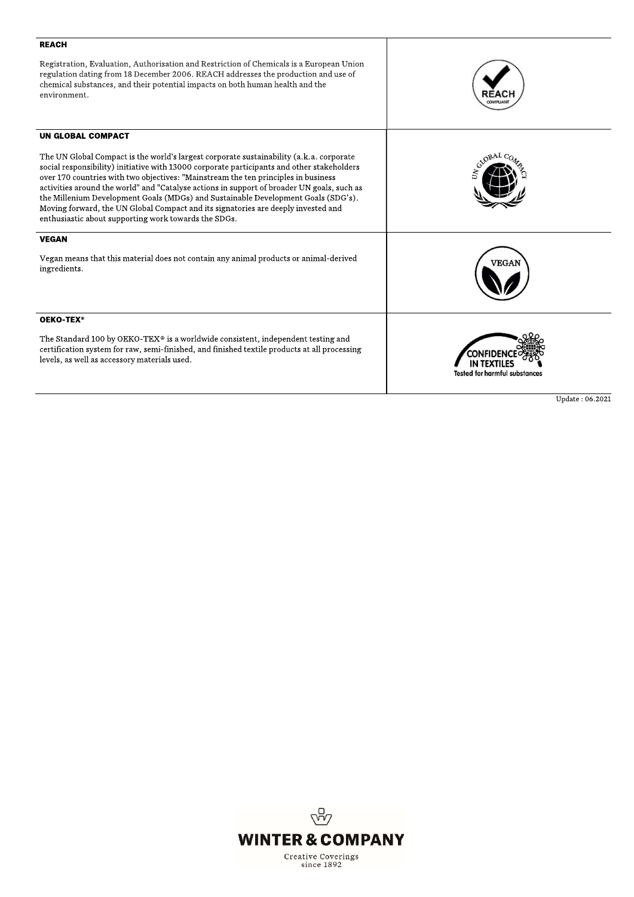## REACH

Registration, Evaluation, Authorisation and Restriction of Chemicals is a European Union regulation dating from 18 December 2006. REACH addresses the production and use of chemical substances, and their potential impacts on both human health and the environment.

## UN GLOBAL COMPACT

The UN Global Compact is the world's largest corporate sustainability (a.k.a. corporate social responsibility) initiative with 13000 corporate participants and other stakeholders over 170 countries with two objectives: "Mainstream the ten principles in business activities around the world" and "Catalyse actions in support of broader UN goals, such as the Millenium Development Goals (MDGs) and Sustainable Development Goals (SDG's). Moving forward, the UN Global Compact and its signatories are deeply invested and enthusiastic about supporting work towards the SDGs.

## VEGAN

Vegan means that this material does not contain any animal products or animal-derived ingredients.

## OEKO-TEX®

The Standard 100 by OEKO-TEX® is a worldwide consistent, independent testing and certification system for raw, semi-finished, and finished textile products at all processing levels, as well as accessory materials used.

Update : 06.2021